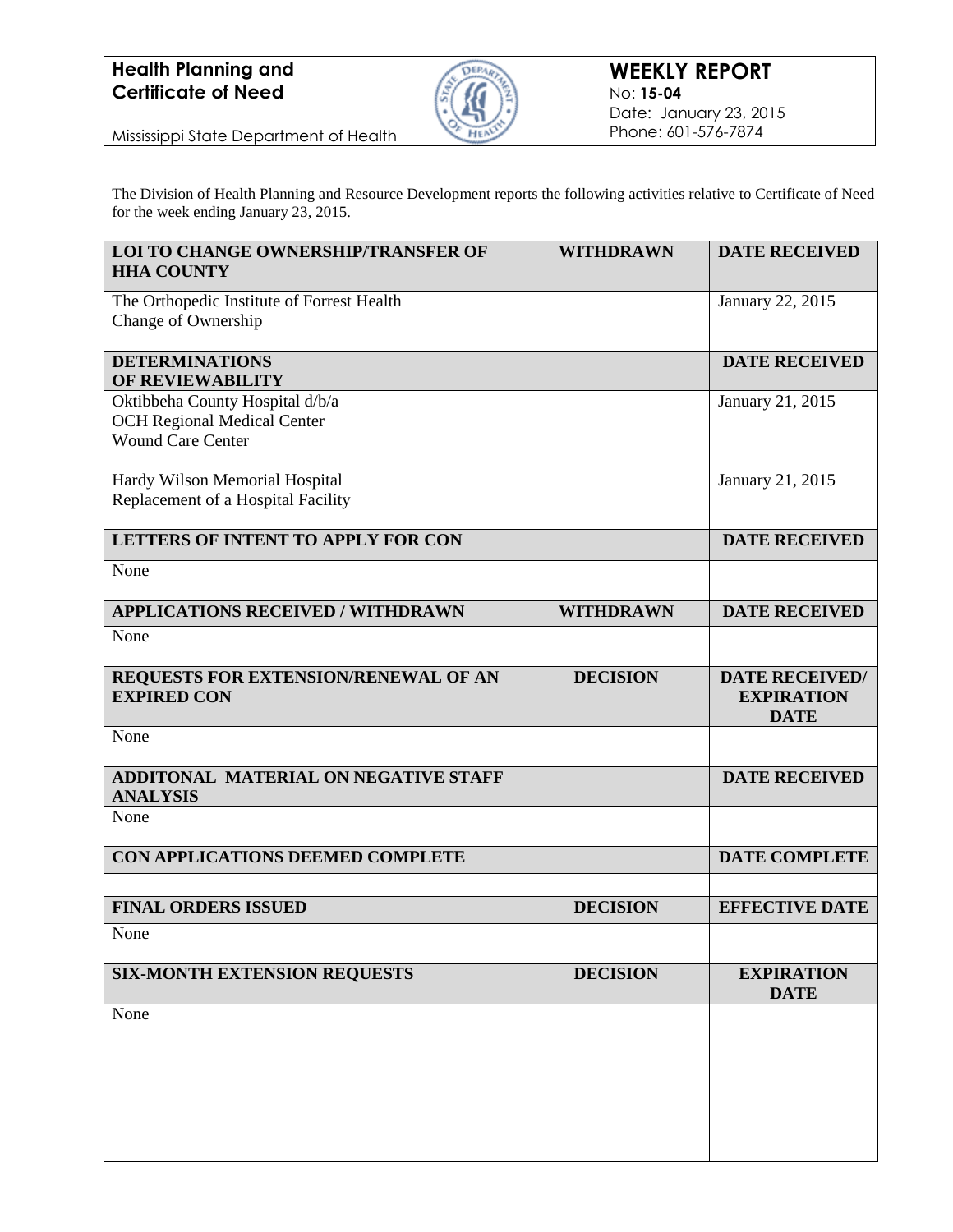**Health Planning and Certificate of Need**

Mississippi State Department of Health

## WEEKLY REPORT

No: **15-04**
Date: January 23, 2015
Phone: 601-576-7874

The Division of Health Planning and Resource Development reports the following activities relative to Certificate of Need for the week ending January 23, 2015.

| **LOI TO CHANGE OWNERSHIP/TRANSFER OF HHA COUNTY** | **WITHDRAWN** | **DATE RECEIVED** |
|---|---|---|
| The Orthopedic Institute of Forrest Health<br>Change of Ownership | | January 22, 2015 |
| **DETERMINATIONS OF REVIEWABILITY** | | **DATE RECEIVED** |
| Oktibbeha County Hospital d/b/a<br>OCH Regional Medical Center<br>Wound Care Center | | January 21, 2015 |
| Hardy Wilson Memorial Hospital<br>Replacement of a Hospital Facility | | January 21, 2015 |
| **LETTERS OF INTENT TO APPLY FOR CON** | | **DATE RECEIVED** |
| None | | |
| **APPLICATIONS RECEIVED / WITHDRAWN** | **WITHDRAWN** | **DATE RECEIVED** |
| None | | |
| **REQUESTS FOR EXTENSION/RENEWAL OF AN EXPIRED CON** | **DECISION** | **DATE RECEIVED/ EXPIRATION DATE** |
| None | | |
| **ADDITONAL MATERIAL ON NEGATIVE STAFF ANALYSIS** | | **DATE RECEIVED** |
| None | | |
| **CON APPLICATIONS DEEMED COMPLETE** | | **DATE COMPLETE** |
| | | |
| **FINAL ORDERS ISSUED** | **DECISION** | **EFFECTIVE DATE** |
| None | | |
| **SIX-MONTH EXTENSION REQUESTS** | **DECISION** | **EXPIRATION DATE** |
| None | | |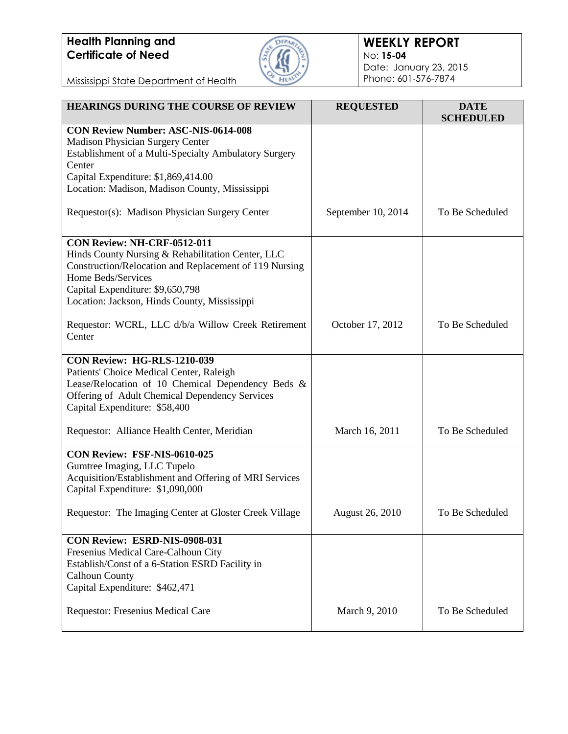**Health Planning and Certificate of Need**
Mississippi State Department of Health

**WEEKLY REPORT**
No: **15-04**
Date: January 23, 2015
Phone: 601-576-7874

| HEARINGS DURING THE COURSE OF REVIEW | REQUESTED | DATE SCHEDULED |
|---|---|---|
| **CON Review Number: ASC-NIS-0614-008**<br>Madison Physician Surgery Center<br>Establishment of a Multi-Specialty Ambulatory Surgery Center<br>Capital Expenditure: $1,869,414.00<br>Location: Madison, Madison County, Mississippi<br><br>Requestor(s): Madison Physician Surgery Center | September 10, 2014 | To Be Scheduled |
| **CON Review: NH-CRF-0512-011**<br>Hinds County Nursing & Rehabilitation Center, LLC<br>Construction/Relocation and Replacement of 119 Nursing Home Beds/Services<br>Capital Expenditure: $9,650,798<br>Location: Jackson, Hinds County, Mississippi<br><br>Requestor: WCRL, LLC d/b/a Willow Creek Retirement Center | October 17, 2012 | To Be Scheduled |
| **CON Review: HG-RLS-1210-039**<br>Patients' Choice Medical Center, Raleigh<br>Lease/Relocation of 10 Chemical Dependency Beds & Offering of Adult Chemical Dependency Services<br>Capital Expenditure: $58,400<br><br>Requestor: Alliance Health Center, Meridian | March 16, 2011 | To Be Scheduled |
| **CON Review: FSF-NIS-0610-025**<br>Gumtree Imaging, LLC Tupelo<br>Acquisition/Establishment and Offering of MRI Services<br>Capital Expenditure: $1,090,000<br><br>Requestor: The Imaging Center at Gloster Creek Village | August 26, 2010 | To Be Scheduled |
| **CON Review: ESRD-NIS-0908-031**<br>Fresenius Medical Care-Calhoun City<br>Establish/Const of a 6-Station ESRD Facility in Calhoun County<br>Capital Expenditure: $462,471<br><br>Requestor: Fresenius Medical Care | March 9, 2010 | To Be Scheduled |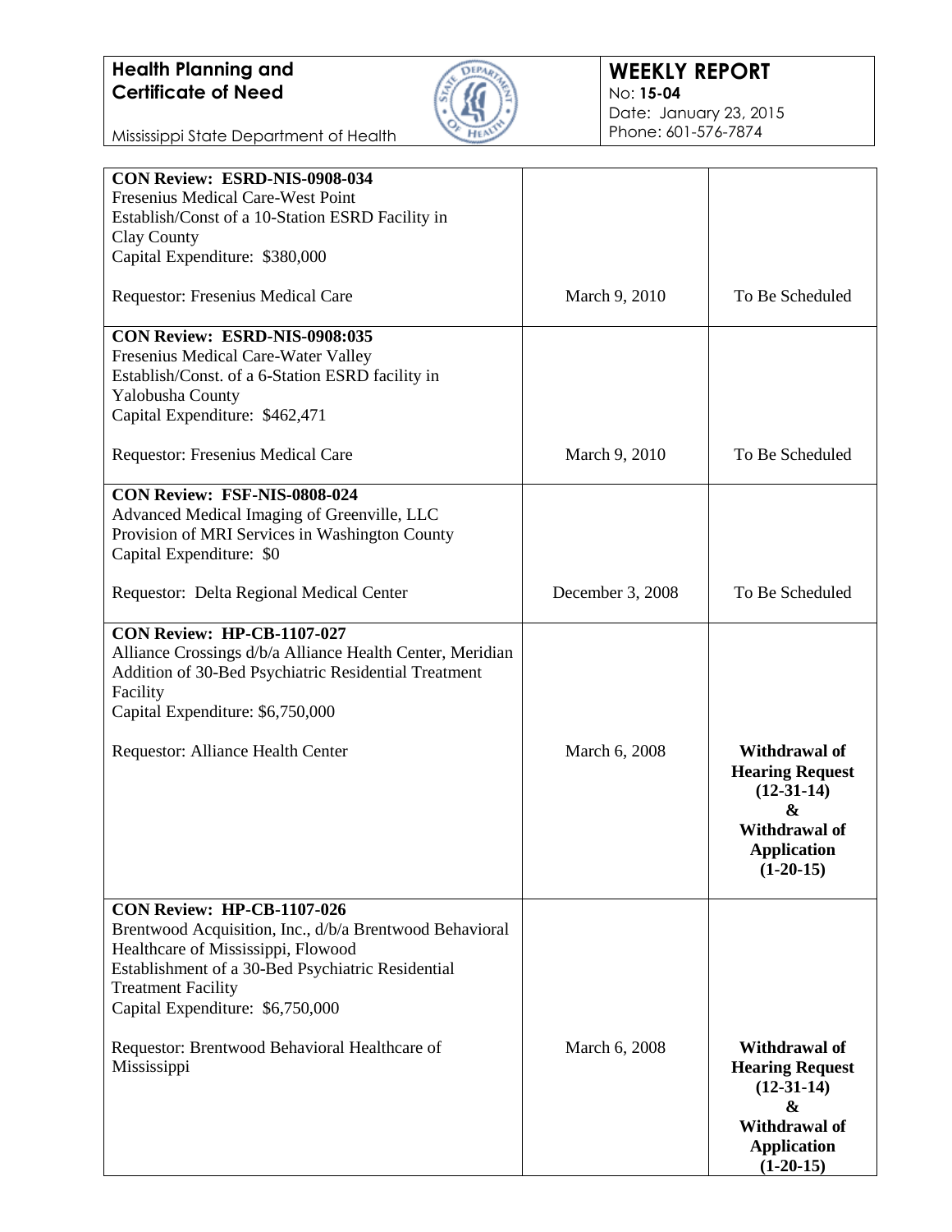| | | |
|---|---|---|
| **CON Review: ESRD-NIS-0908-034**<br>Fresenius Medical Care-West Point<br>Establish/Const of a 10-Station ESRD Facility in Clay County<br>Capital Expenditure: $380,000<br><br>Requestor: Fresenius Medical Care | March 9, 2010 | To Be Scheduled |
| **CON Review: ESRD-NIS-0908:035**<br>Fresenius Medical Care-Water Valley<br>Establish/Const. of a 6-Station ESRD facility in Yalobusha County<br>Capital Expenditure: $462,471<br><br>Requestor: Fresenius Medical Care | March 9, 2010 | To Be Scheduled |
| **CON Review: FSF-NIS-0808-024**<br>Advanced Medical Imaging of Greenville, LLC<br>Provision of MRI Services in Washington County<br>Capital Expenditure: $0<br><br>Requestor: Delta Regional Medical Center | December 3, 2008 | To Be Scheduled |
| **CON Review: HP-CB-1107-027**<br>Alliance Crossings d/b/a Alliance Health Center, Meridian<br>Addition of 30-Bed Psychiatric Residential Treatment Facility<br>Capital Expenditure: $6,750,000<br><br>Requestor: Alliance Health Center | March 6, 2008 | **Withdrawal of Hearing Request (12-31-14) & Withdrawal of Application (1-20-15)** |
| **CON Review: HP-CB-1107-026**<br>Brentwood Acquisition, Inc., d/b/a Brentwood Behavioral Healthcare of Mississippi, Flowood<br>Establishment of a 30-Bed Psychiatric Residential Treatment Facility<br>Capital Expenditure: $6,750,000<br><br>Requestor: Brentwood Behavioral Healthcare of Mississippi | March 6, 2008 | **Withdrawal of Hearing Request (12-31-14) & Withdrawal of Application (1-20-15)** |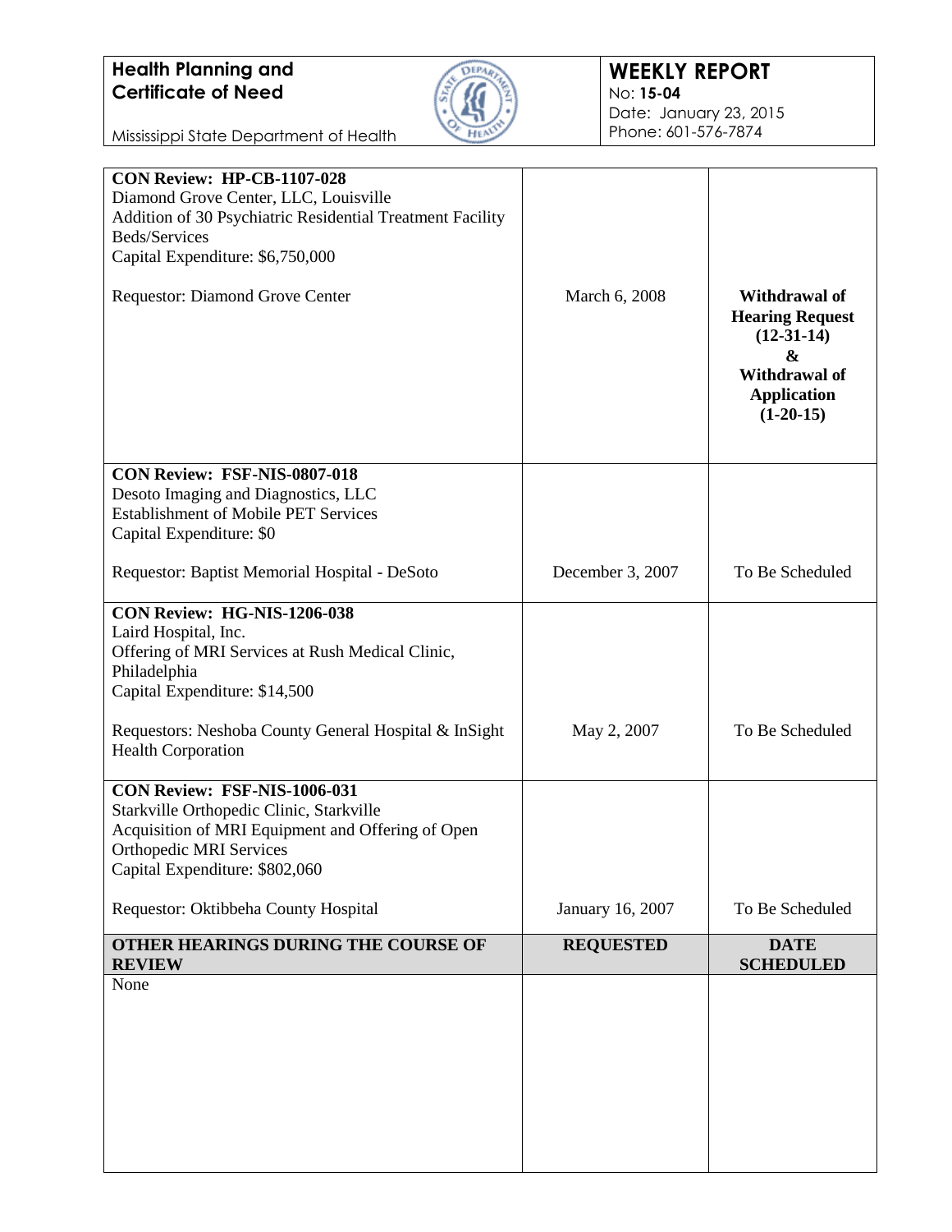| | | |
|---|---|---|
| **CON Review: HP-CB-1107-028**<br>Diamond Grove Center, LLC, Louisville<br>Addition of 30 Psychiatric Residential Treatment Facility Beds/Services<br>Capital Expenditure: $6,750,000<br><br>Requestor: Diamond Grove Center | March 6, 2008 | **Withdrawal of Hearing Request (12-31-14) & Withdrawal of Application (1-20-15)** |
| **CON Review: FSF-NIS-0807-018**<br>Desoto Imaging and Diagnostics, LLC<br>Establishment of Mobile PET Services<br>Capital Expenditure: $0<br><br>Requestor: Baptist Memorial Hospital - DeSoto | December 3, 2007 | To Be Scheduled |
| **CON Review: HG-NIS-1206-038**<br>Laird Hospital, Inc.<br>Offering of MRI Services at Rush Medical Clinic, Philadelphia<br>Capital Expenditure: $14,500<br><br>Requestors: Neshoba County General Hospital & InSight Health Corporation | May 2, 2007 | To Be Scheduled |
| **CON Review: FSF-NIS-1006-031**<br>Starkville Orthopedic Clinic, Starkville<br>Acquisition of MRI Equipment and Offering of Open Orthopedic MRI Services<br>Capital Expenditure: $802,060<br><br>Requestor: Oktibbeha County Hospital | January 16, 2007 | To Be Scheduled |

| OTHER HEARINGS DURING THE COURSE OF REVIEW | REQUESTED | DATE SCHEDULED |
|---|---|---|
| None | | |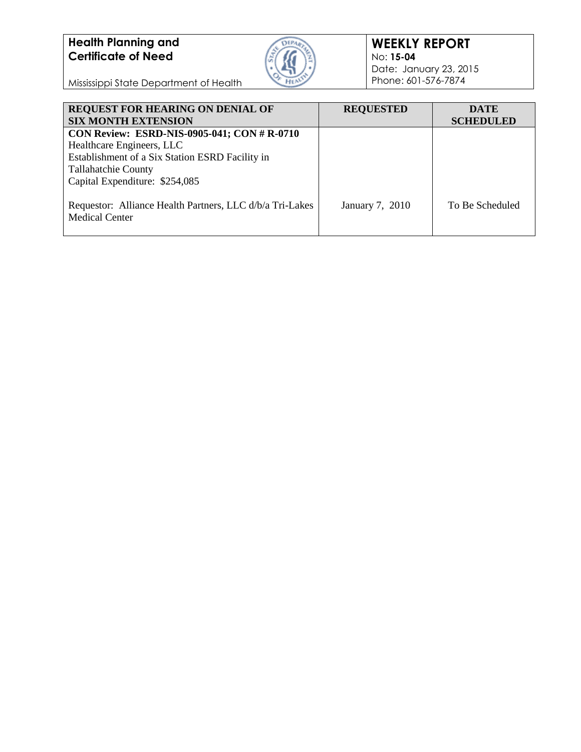| REQUEST FOR HEARING ON DENIAL OF SIX MONTH EXTENSION | REQUESTED | DATE SCHEDULED |
|---|---|---|
| **CON Review: ESRD-NIS-0905-041; CON # R-0710**<br>Healthcare Engineers, LLC<br>Establishment of a Six Station ESRD Facility in Tallahatchie County<br>Capital Expenditure: $254,085<br><br>Requestor: Alliance Health Partners, LLC d/b/a Tri-Lakes Medical Center | January 7, 2010 | To Be Scheduled |